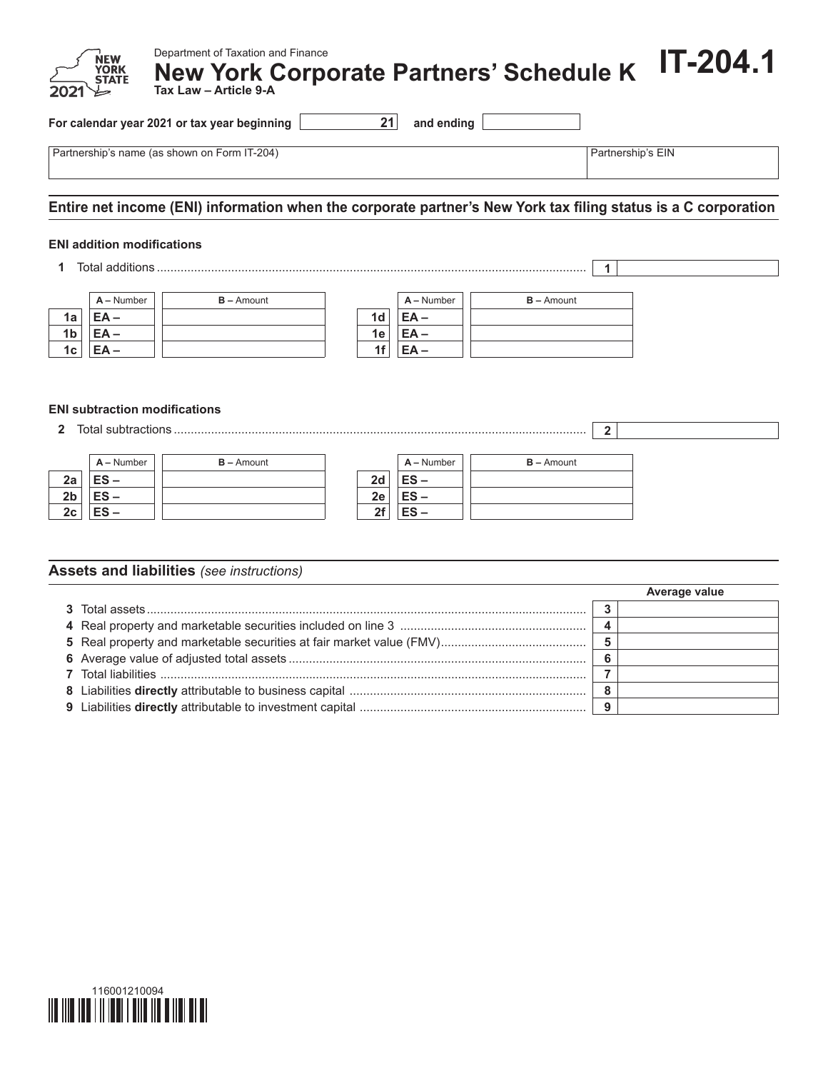Department of Taxation and Finance

# New York Corporate Partners' Schedule K

**Tax Law – Article 9-A**

**IT-204.1**

2021

For calendar year 2021 or tax year beginning 21 and ending

| Partnership's name (as shown on Form IT-204) | Partnership's EIN |
|---|---|
| | |

## Entire net income (ENI) information when the corporate partner's New York tax filing status is a C corporation

### ENI addition modifications

1 Total additions .............................................................. 1

| | A – Number | B – Amount | | A – Number | B – Amount |
|---|---|---|---|---|---|
| 1a | EA – | | 1d | EA – | |
| 1b | EA – | | 1e | EA – | |
| 1c | EA – | | 1f | EA – | |

### ENI subtraction modifications

2 Total subtractions .............................................................. 2

| | A – Number | B – Amount | | A – Number | B – Amount |
|---|---|---|---|---|---|
| 2a | ES – | | 2d | ES – | |
| 2b | ES – | | 2e | ES – | |
| 2c | ES – | | 2f | ES – | |

## Assets and liabilities *(see instructions)*

| | | Average value |
|---|---|---|
| 3 Total assets | 3 | |
| 4 Real property and marketable securities included on line 3 | 4 | |
| 5 Real property and marketable securities at fair market value (FMV) | 5 | |
| 6 Average value of adjusted total assets | 6 | |
| 7 Total liabilities | 7 | |
| 8 Liabilities **directly** attributable to business capital | 8 | |
| 9 Liabilities **directly** attributable to investment capital | 9 | |

116001210094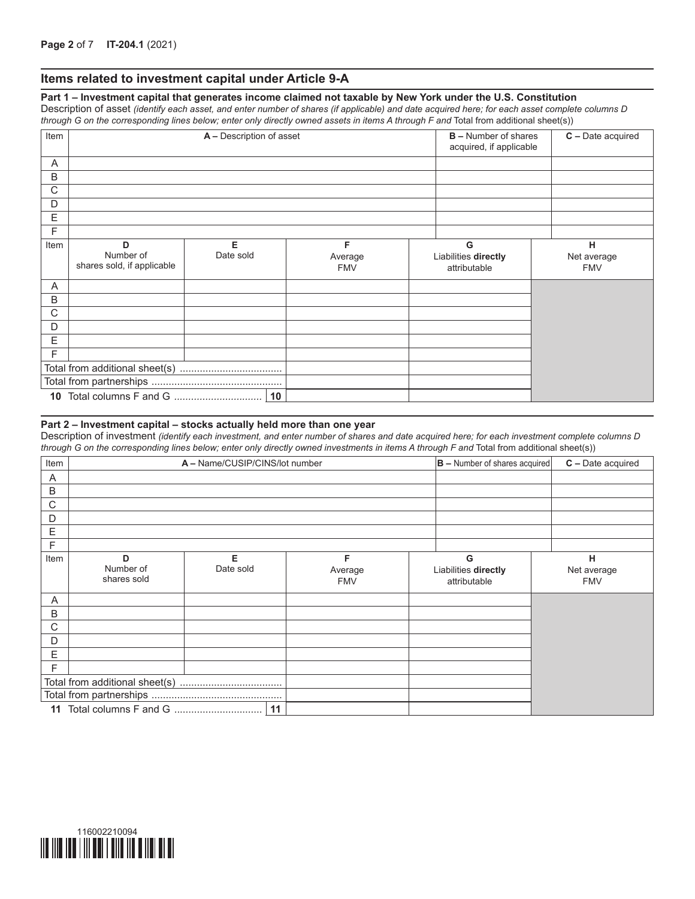## Items related to investment capital under Article 9-A

### Part 1 – Investment capital that generates income claimed not taxable by New York under the U.S. Constitution

Description of asset *(identify each asset, and enter number of shares (if applicable) and date acquired here; for each asset complete columns D through G on the corresponding lines below; enter only directly owned assets in items A through F and* Total from additional sheet(s))

| Item | A – Description of asset | B – Number of shares acquired, if applicable | C – Date acquired |
|---|---|---|---|
| A | | | |
| B | | | |
| C | | | |
| D | | | |
| E | | | |
| F | | | |

| Item | D Number of shares sold, if applicable | E Date sold | F Average FMV | G Liabilities **directly** attributable | H Net average FMV |
|---|---|---|---|---|---|
| A | | | | | |
| B | | | | | |
| C | | | | | |
| D | | | | | |
| E | | | | | |
| F | | | | | |
| Total from additional sheet(s) | | | | | |
| Total from partnerships | | | | | |
| **10** Total columns F and G | | **10** | | | |

### Part 2 – Investment capital – stocks actually held more than one year

Description of investment *(identify each investment, and enter number of shares and date acquired here; for each investment complete columns D through G on the corresponding lines below; enter only directly owned investments in items A through F and* Total from additional sheet(s))

| Item | A – Name/CUSIP/CINS/lot number | B – Number of shares acquired | C – Date acquired |
|---|---|---|---|
| A | | | |
| B | | | |
| C | | | |
| D | | | |
| E | | | |
| F | | | |

| Item | D Number of shares sold | E Date sold | F Average FMV | G Liabilities **directly** attributable | H Net average FMV |
|---|---|---|---|---|---|
| A | | | | | |
| B | | | | | |
| C | | | | | |
| D | | | | | |
| E | | | | | |
| F | | | | | |
| Total from additional sheet(s) | | | | | |
| Total from partnerships | | | | | |
| **11** Total columns F and G | | **11** | | | |

116002210094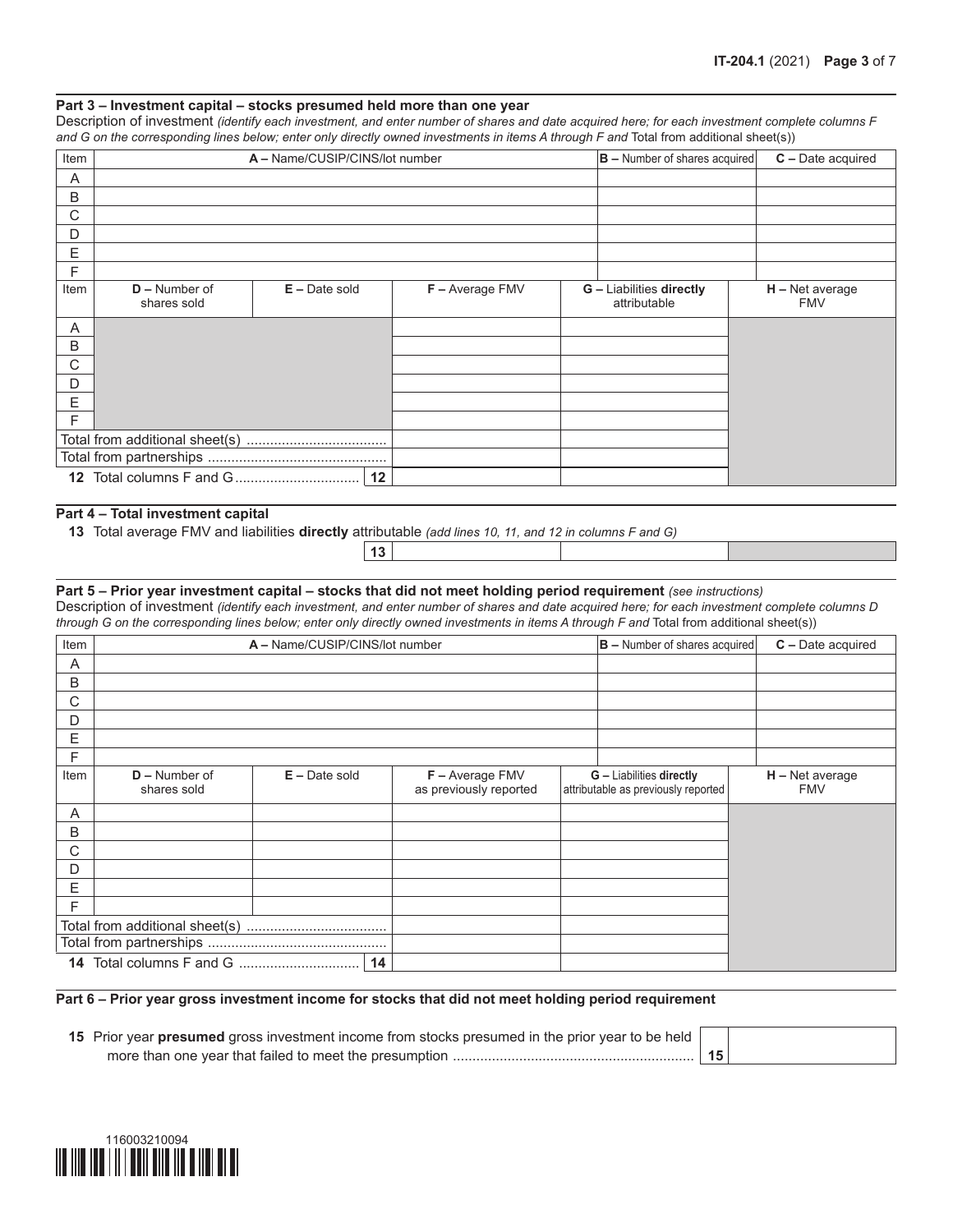### Part 3 – Investment capital – stocks presumed held more than one year

Description of investment *(identify each investment, and enter number of shares and date acquired here; for each investment complete columns F and G on the corresponding lines below; enter only directly owned investments in items A through F and* Total from additional sheet(s)*)*

| Item | A – Name/CUSIP/CINS/lot number | B – Number of shares acquired | C – Date acquired |
|---|---|---|---|
| A | | | |
| B | | | |
| C | | | |
| D | | | |
| E | | | |
| F | | | |

| Item | D – Number of shares sold | E – Date sold | F – Average FMV | G – Liabilities **directly** attributable | H – Net average FMV |
|---|---|---|---|---|---|
| A | | | | | |
| B | | | | | |
| C | | | | | |
| D | | | | | |
| E | | | | | |
| F | | | | | |
| Total from additional sheet(s) | | | | | |
| Total from partnerships | | | | | |
| **12** Total columns F and G | | **12** | | | |

### Part 4 – Total investment capital

**13** Total average FMV and liabilities **directly** attributable *(add lines 10, 11, and 12 in columns F and G)*

| | F | G | H |
|---|---|---|---|
| **13** | | | |

### Part 5 – Prior year investment capital – stocks that did not meet holding period requirement *(see instructions)*

Description of investment *(identify each investment, and enter number of shares and date acquired here; for each investment complete columns D through G on the corresponding lines below; enter only directly owned investments in items A through F and* Total from additional sheet(s)*)*

| Item | A – Name/CUSIP/CINS/lot number | B – Number of shares acquired | C – Date acquired |
|---|---|---|---|
| A | | | |
| B | | | |
| C | | | |
| D | | | |
| E | | | |
| F | | | |

| Item | D – Number of shares sold | E – Date sold | F – Average FMV as previously reported | G – Liabilities **directly** attributable as previously reported | H – Net average FMV |
|---|---|---|---|---|---|
| A | | | | | |
| B | | | | | |
| C | | | | | |
| D | | | | | |
| E | | | | | |
| F | | | | | |
| Total from additional sheet(s) | | | | | |
| Total from partnerships | | | | | |
| **14** Total columns F and G | | **14** | | | |

### Part 6 – Prior year gross investment income for stocks that did not meet holding period requirement

| | | |
|---|---|---|
| **15** Prior year **presumed** gross investment income from stocks presumed in the prior year to be held more than one year that failed to meet the presumption | **15** | |

116003210094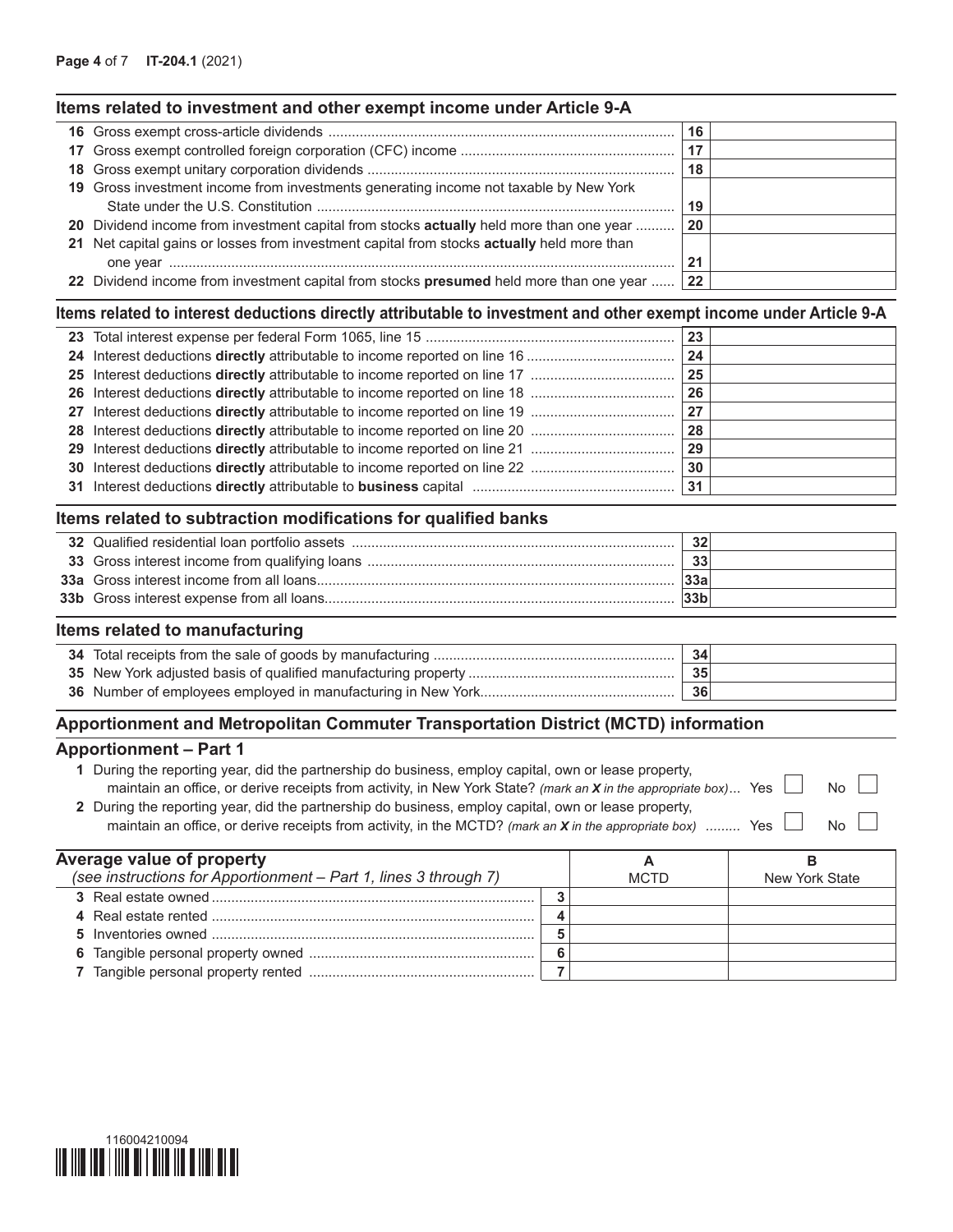## Items related to investment and other exempt income under Article 9-A

| | | |
|---|---|---|
| **16** Gross exempt cross-article dividends | 16 | |
| **17** Gross exempt controlled foreign corporation (CFC) income | 17 | |
| **18** Gross exempt unitary corporation dividends | 18 | |
| **19** Gross investment income from investments generating income not taxable by New York State under the U.S. Constitution | 19 | |
| **20** Dividend income from investment capital from stocks **actually** held more than one year | 20 | |
| **21** Net capital gains or losses from investment capital from stocks **actually** held more than one year | 21 | |
| **22** Dividend income from investment capital from stocks **presumed** held more than one year | 22 | |

## Items related to interest deductions directly attributable to investment and other exempt income under Article 9-A

| | | |
|---|---|---|
| **23** Total interest expense per federal Form 1065, line 15 | 23 | |
| **24** Interest deductions **directly** attributable to income reported on line 16 | 24 | |
| **25** Interest deductions **directly** attributable to income reported on line 17 | 25 | |
| **26** Interest deductions **directly** attributable to income reported on line 18 | 26 | |
| **27** Interest deductions **directly** attributable to income reported on line 19 | 27 | |
| **28** Interest deductions **directly** attributable to income reported on line 20 | 28 | |
| **29** Interest deductions **directly** attributable to income reported on line 21 | 29 | |
| **30** Interest deductions **directly** attributable to income reported on line 22 | 30 | |
| **31** Interest deductions **directly** attributable to **business** capital | 31 | |

## Items related to subtraction modifications for qualified banks

| | | |
|---|---|---|
| **32** Qualified residential loan portfolio assets | 32 | |
| **33** Gross interest income from qualifying loans | 33 | |
| **33a** Gross interest income from all loans | 33a | |
| **33b** Gross interest expense from all loans | 33b | |

## Items related to manufacturing

| | | |
|---|---|---|
| **34** Total receipts from the sale of goods by manufacturing | 34 | |
| **35** New York adjusted basis of qualified manufacturing property | 35 | |
| **36** Number of employees employed in manufacturing in New York | 36 | |

## Apportionment and Metropolitan Commuter Transportation District (MCTD) information

### Apportionment – Part 1

**1** During the reporting year, did the partnership do business, employ capital, own or lease property, maintain an office, or derive receipts from activity, in New York State? *(mark an* ***X*** *in the appropriate box)* Yes ☐ No ☐

**2** During the reporting year, did the partnership do business, employ capital, own or lease property, maintain an office, or derive receipts from activity, in the MCTD? *(mark an* ***X*** *in the appropriate box)* Yes ☐ No ☐

| **Average value of property** *(see instructions for Apportionment – Part 1, lines 3 through 7)* | | **A** MCTD | **B** New York State |
|---|---|---|---|
| **3** Real estate owned | 3 | | |
| **4** Real estate rented | 4 | | |
| **5** Inventories owned | 5 | | |
| **6** Tangible personal property owned | 6 | | |
| **7** Tangible personal property rented | 7 | | |

116004210094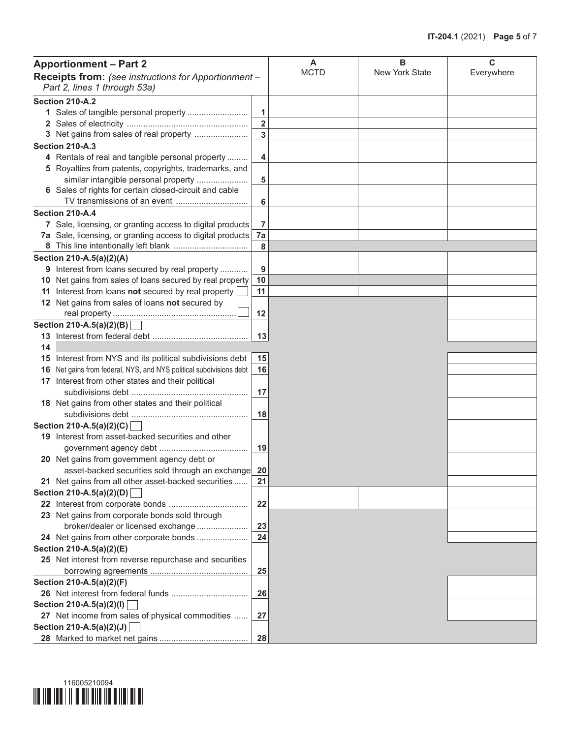| **Apportionment – Part 2** **Receipts from:** *(see instructions for Apportionment – Part 2, lines 1 through 53a)* | | A MCTD | B New York State | C Everywhere |
|---|---|---|---|---|
| **Section 210-A.2** | | | | |
| 1 Sales of tangible personal property | 1 | | | |
| 2 Sales of electricity | 2 | | | |
| 3 Net gains from sales of real property | 3 | | | |
| **Section 210-A.3** | | | | |
| 4 Rentals of real and tangible personal property | 4 | | | |
| 5 Royalties from patents, copyrights, trademarks, and similar intangible personal property | 5 | | | |
| 6 Sales of rights for certain closed-circuit and cable TV transmissions of an event | 6 | | | |
| **Section 210-A.4** | | | | |
| 7 Sale, licensing, or granting access to digital products | 7 | | | |
| 7a Sale, licensing, or granting access to digital products | 7a | | | |
| 8 This line intentionally left blank | 8 | | | |
| **Section 210-A.5(a)(2)(A)** | | | | |
| 9 Interest from loans secured by real property | 9 | | | |
| 10 Net gains from sales of loans secured by real property | 10 | | | |
| 11 Interest from loans **not** secured by real property ☐ | 11 | | | |
| 12 Net gains from sales of loans **not** secured by real property ☐ | 12 | | | |
| **Section 210-A.5(a)(2)(B)** ☐ | | | | |
| 13 Interest from federal debt | 13 | | | |
| 14 | | | | |
| 15 Interest from NYS and its political subdivisions debt | 15 | | | |
| 16 Net gains from federal, NYS, and NYS political subdivisions debt | 16 | | | |
| 17 Interest from other states and their political subdivisions debt | 17 | | | |
| 18 Net gains from other states and their political subdivisions debt | 18 | | | |
| **Section 210-A.5(a)(2)(C)** ☐ | | | | |
| 19 Interest from asset-backed securities and other government agency debt | 19 | | | |
| 20 Net gains from government agency debt or asset-backed securities sold through an exchange | 20 | | | |
| 21 Net gains from all other asset-backed securities | 21 | | | |
| **Section 210-A.5(a)(2)(D)** ☐ | | | | |
| 22 Interest from corporate bonds | 22 | | | |
| 23 Net gains from corporate bonds sold through broker/dealer or licensed exchange | 23 | | | |
| 24 Net gains from other corporate bonds | 24 | | | |
| **Section 210-A.5(a)(2)(E)** | | | | |
| 25 Net interest from reverse repurchase and securities borrowing agreements | 25 | | | |
| **Section 210-A.5(a)(2)(F)** | | | | |
| 26 Net interest from federal funds | 26 | | | |
| **Section 210-A.5(a)(2)(I)** ☐ | | | | |
| 27 Net income from sales of physical commodities | 27 | | | |
| **Section 210-A.5(a)(2)(J)** ☐ | | | | |
| 28 Marked to market net gains | 28 | | | |

116005210094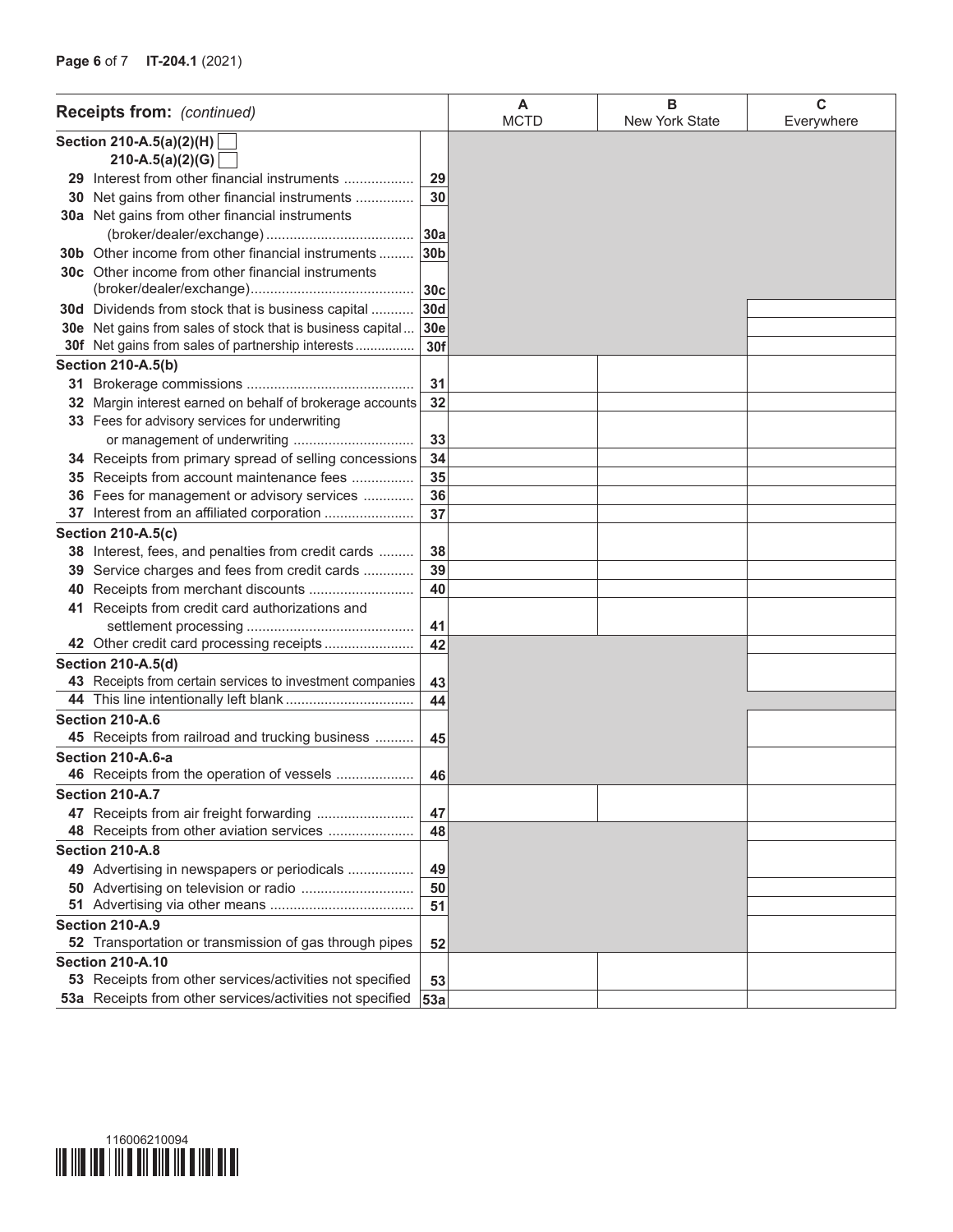| Receipts from: *(continued)* | | A MCTD | B New York State | C Everywhere |
|---|---|---|---|---|
| **Section 210-A.5(a)(2)(H)** ☐ **210-A.5(a)(2)(G)** ☐ | | | | |
| **29** Interest from other financial instruments | **29** | | | |
| **30** Net gains from other financial instruments | **30** | | | |
| **30a** Net gains from other financial instruments (broker/dealer/exchange) | **30a** | | | |
| **30b** Other income from other financial instruments | **30b** | | | |
| **30c** Other income from other financial instruments (broker/dealer/exchange) | **30c** | | | |
| **30d** Dividends from stock that is business capital | **30d** | | | |
| **30e** Net gains from sales of stock that is business capital | **30e** | | | |
| **30f** Net gains from sales of partnership interests | **30f** | | | |
| **Section 210-A.5(b)** | | | | |
| **31** Brokerage commissions | **31** | | | |
| **32** Margin interest earned on behalf of brokerage accounts | **32** | | | |
| **33** Fees for advisory services for underwriting or management of underwriting | **33** | | | |
| **34** Receipts from primary spread of selling concessions | **34** | | | |
| **35** Receipts from account maintenance fees | **35** | | | |
| **36** Fees for management or advisory services | **36** | | | |
| **37** Interest from an affiliated corporation | **37** | | | |
| **Section 210-A.5(c)** | | | | |
| **38** Interest, fees, and penalties from credit cards | **38** | | | |
| **39** Service charges and fees from credit cards | **39** | | | |
| **40** Receipts from merchant discounts | **40** | | | |
| **41** Receipts from credit card authorizations and settlement processing | **41** | | | |
| **42** Other credit card processing receipts | **42** | | | |
| **Section 210-A.5(d)** | | | | |
| **43** Receipts from certain services to investment companies | **43** | | | |
| **44** This line intentionally left blank | **44** | | | |
| **Section 210-A.6** | | | | |
| **45** Receipts from railroad and trucking business | **45** | | | |
| **Section 210-A.6-a** | | | | |
| **46** Receipts from the operation of vessels | **46** | | | |
| **Section 210-A.7** | | | | |
| **47** Receipts from air freight forwarding | **47** | | | |
| **48** Receipts from other aviation services | **48** | | | |
| **Section 210-A.8** | | | | |
| **49** Advertising in newspapers or periodicals | **49** | | | |
| **50** Advertising on television or radio | **50** | | | |
| **51** Advertising via other means | **51** | | | |
| **Section 210-A.9** | | | | |
| **52** Transportation or transmission of gas through pipes | **52** | | | |
| **Section 210-A.10** | | | | |
| **53** Receipts from other services/activities not specified | **53** | | | |
| **53a** Receipts from other services/activities not specified | **53a** | | | |

116006210094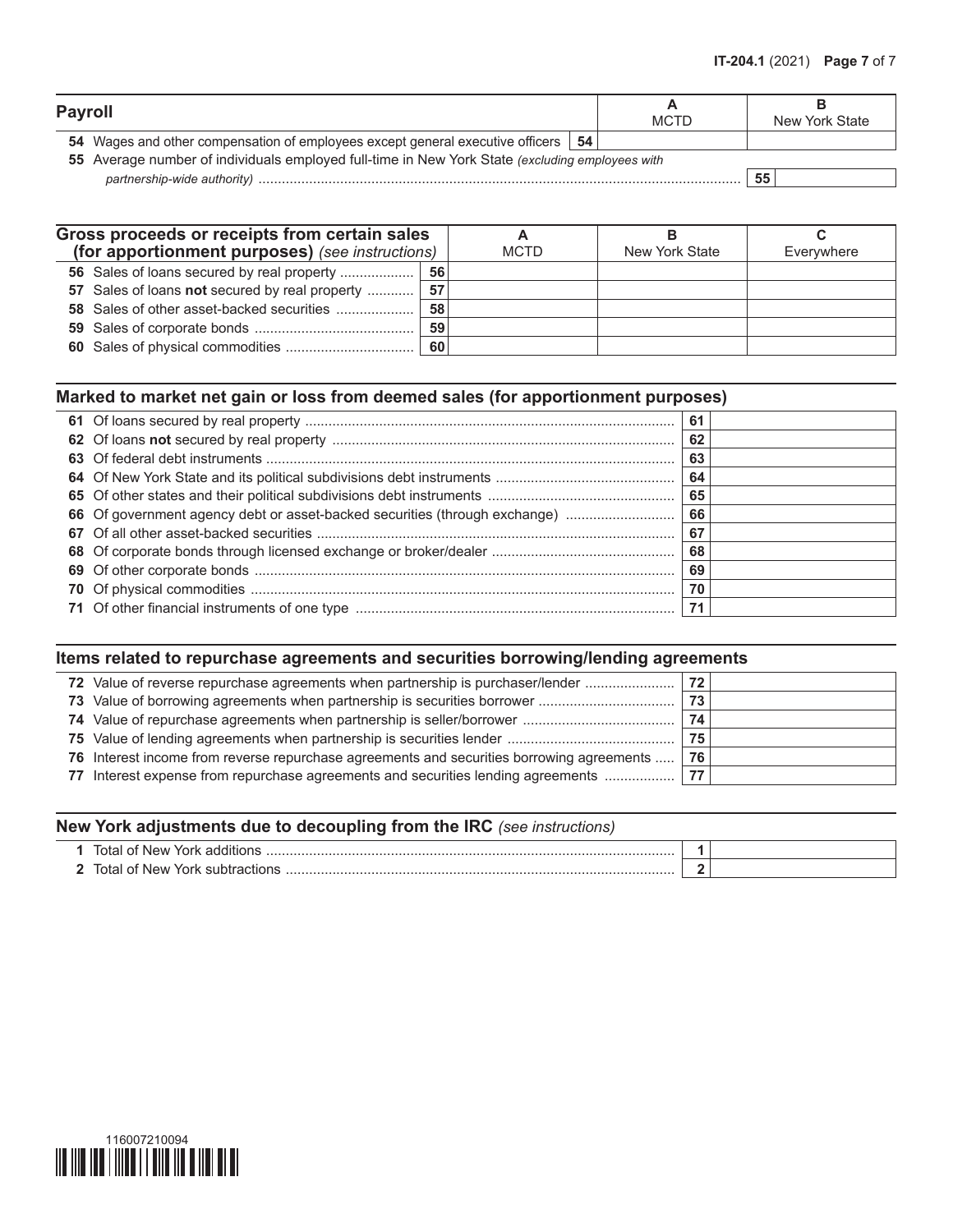## Payroll

| | | A MCTD | B New York State |
|---|---|---|---|
| **54** Wages and other compensation of employees except general executive officers | 54 | | |
| **55** Average number of individuals employed full-time in New York State *(excluding employees with partnership-wide authority)* | | | 55 |

## Gross proceeds or receipts from certain sales (for apportionment purposes) *(see instructions)*

| | | A MCTD | B New York State | C Everywhere |
|---|---|---|---|---|
| **56** Sales of loans secured by real property | 56 | | | |
| **57** Sales of loans **not** secured by real property | 57 | | | |
| **58** Sales of other asset-backed securities | 58 | | | |
| **59** Sales of corporate bonds | 59 | | | |
| **60** Sales of physical commodities | 60 | | | |

## Marked to market net gain or loss from deemed sales (for apportionment purposes)

| | | |
|---|---|---|
| **61** Of loans secured by real property | 61 | |
| **62** Of loans **not** secured by real property | 62 | |
| **63** Of federal debt instruments | 63 | |
| **64** Of New York State and its political subdivisions debt instruments | 64 | |
| **65** Of other states and their political subdivisions debt instruments | 65 | |
| **66** Of government agency debt or asset-backed securities (through exchange) | 66 | |
| **67** Of all other asset-backed securities | 67 | |
| **68** Of corporate bonds through licensed exchange or broker/dealer | 68 | |
| **69** Of other corporate bonds | 69 | |
| **70** Of physical commodities | 70 | |
| **71** Of other financial instruments of one type | 71 | |

## Items related to repurchase agreements and securities borrowing/lending agreements

| | | |
|---|---|---|
| **72** Value of reverse repurchase agreements when partnership is purchaser/lender | 72 | |
| **73** Value of borrowing agreements when partnership is securities borrower | 73 | |
| **74** Value of repurchase agreements when partnership is seller/borrower | 74 | |
| **75** Value of lending agreements when partnership is securities lender | 75 | |
| **76** Interest income from reverse repurchase agreements and securities borrowing agreements | 76 | |
| **77** Interest expense from repurchase agreements and securities lending agreements | 77 | |

## New York adjustments due to decoupling from the IRC *(see instructions)*

| | | |
|---|---|---|
| **1** Total of New York additions | 1 | |
| **2** Total of New York subtractions | 2 | |

116007210094